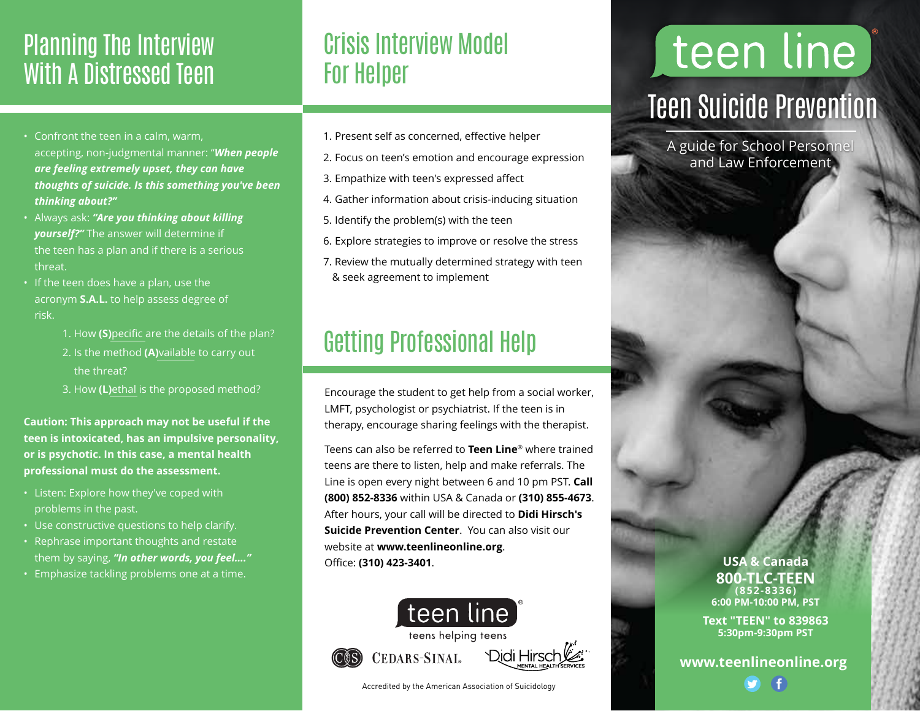## Planning The Interview With A Distressed Teen

- Confront the teen in a calm, warm, accepting, non-judgmental manner: "***When people are feeling extremely upset, they can have thoughts of suicide. Is this something you've been thinking about?"***
- Always ask: ***"Are you thinking about killing yourself?"*** The answer will determine if the teen has a plan and if there is a serious threat.
- If the teen does have a plan, use the acronym **S.A.L.** to help assess degree of risk.
  1. How **(S)**pecific are the details of the plan?
  2. Is the method **(A)**vailable to carry out the threat?
  3. How **(L)**ethal is the proposed method?

**Caution: This approach may not be useful if the teen is intoxicated, has an impulsive personality, or is psychotic. In this case, a mental health professional must do the assessment.**

- Listen: Explore how they've coped with problems in the past.
- Use constructive questions to help clarify.
- Rephrase important thoughts and restate them by saying, ***"In other words, you feel...."***
- Emphasize tackling problems one at a time.

## Crisis Interview Model For Helper

1. Present self as concerned, effective helper
2. Focus on teen's emotion and encourage expression
3. Empathize with teen's expressed affect
4. Gather information about crisis-inducing situation
5. Identify the problem(s) with the teen
6. Explore strategies to improve or resolve the stress
7. Review the mutually determined strategy with teen & seek agreement to implement

## Getting Professional Help

Encourage the student to get help from a social worker, LMFT, psychologist or psychiatrist. If the teen is in therapy, encourage sharing feelings with the therapist.

Teens can also be referred to **Teen Line**® where trained teens are there to listen, help and make referrals. The Line is open every night between 6 and 10 pm PST. **Call (800) 852-8336** within USA & Canada or **(310) 855-4673**. After hours, your call will be directed to **Didi Hirsch's Suicide Prevention Center**. You can also visit our website at **www.teenlineonline.org**. Office: **(310) 423-3401**.

teen line®
teens helping teens

CEDARS-SINAI. Didi Hirsch MENTAL HEALTH SERVICES

Accredited by the American Association of Suicidology

# teen line®

## Teen Suicide Prevention

A guide for School Personnel and Law Enforcement

**USA & Canada**
**800-TLC-TEEN**
**(852-8336)**
**6:00 PM-10:00 PM, PST**

**Text "TEEN" to 839863**
**5:30pm-9:30pm PST**

**www.teenlineonline.org**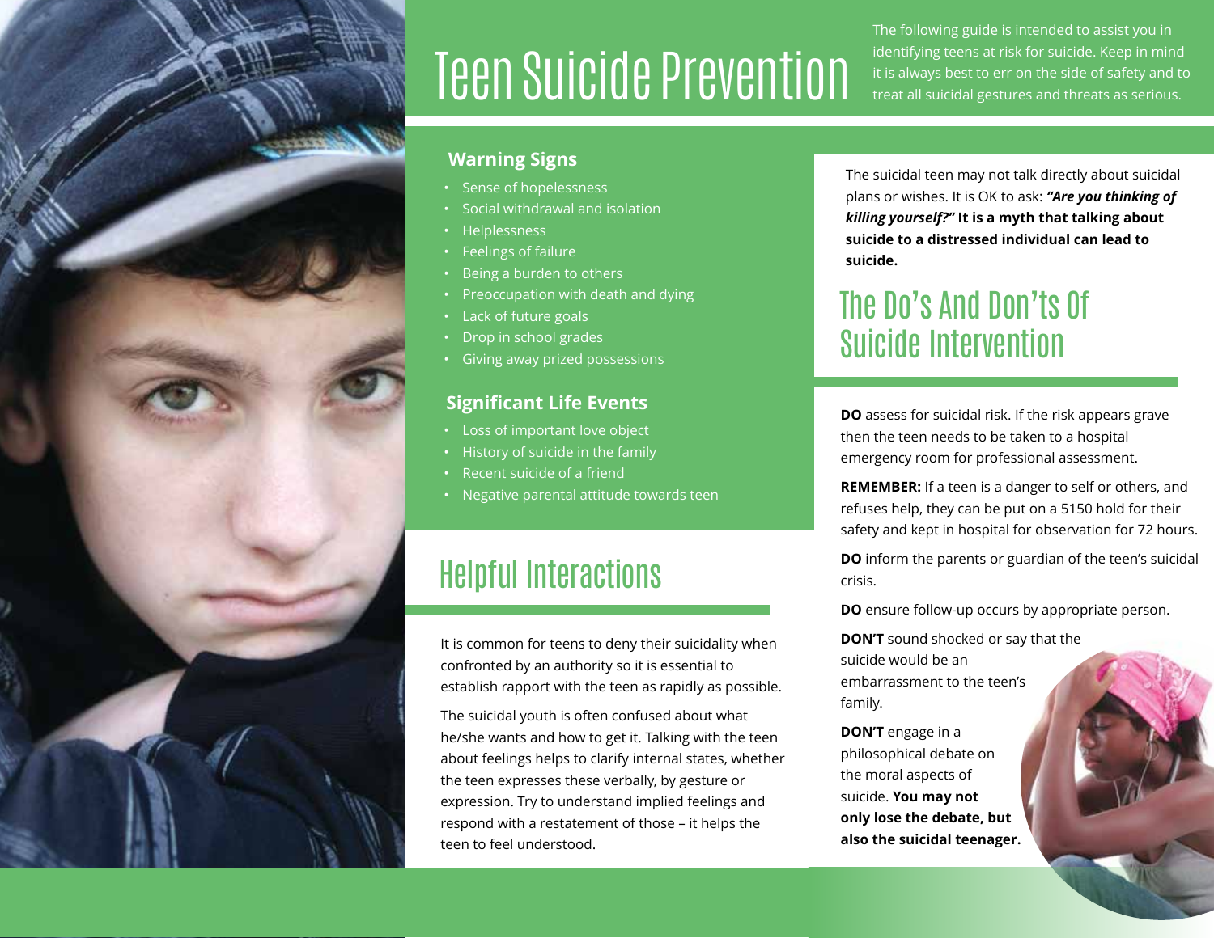# Teen Suicide Prevention

The following guide is intended to assist you in identifying teens at risk for suicide. Keep in mind it is always best to err on the side of safety and to treat all suicidal gestures and threats as serious.

## Warning Signs

- Sense of hopelessness
- Social withdrawal and isolation
- Helplessness
- Feelings of failure
- Being a burden to others
- Preoccupation with death and dying
- Lack of future goals
- Drop in school grades
- Giving away prized possessions

## Significant Life Events

- Loss of important love object
- History of suicide in the family
- Recent suicide of a friend
- Negative parental attitude towards teen

## Helpful Interactions

It is common for teens to deny their suicidality when confronted by an authority so it is essential to establish rapport with the teen as rapidly as possible.

The suicidal youth is often confused about what he/she wants and how to get it. Talking with the teen about feelings helps to clarify internal states, whether the teen expresses these verbally, by gesture or expression. Try to understand implied feelings and respond with a restatement of those – it helps the teen to feel understood.

The suicidal teen may not talk directly about suicidal plans or wishes. It is OK to ask: ***"Are you thinking of killing yourself?"*** **It is a myth that talking about suicide to a distressed individual can lead to suicide.**

## The Do's And Don'ts Of Suicide Intervention

**DO** assess for suicidal risk. If the risk appears grave then the teen needs to be taken to a hospital emergency room for professional assessment.

**REMEMBER:** If a teen is a danger to self or others, and refuses help, they can be put on a 5150 hold for their safety and kept in hospital for observation for 72 hours.

**DO** inform the parents or guardian of the teen's suicidal crisis.

**DO** ensure follow-up occurs by appropriate person.

**DON'T** sound shocked or say that the suicide would be an embarrassment to the teen's family.

**DON'T** engage in a philosophical debate on the moral aspects of suicide. **You may not only lose the debate, but also the suicidal teenager.**